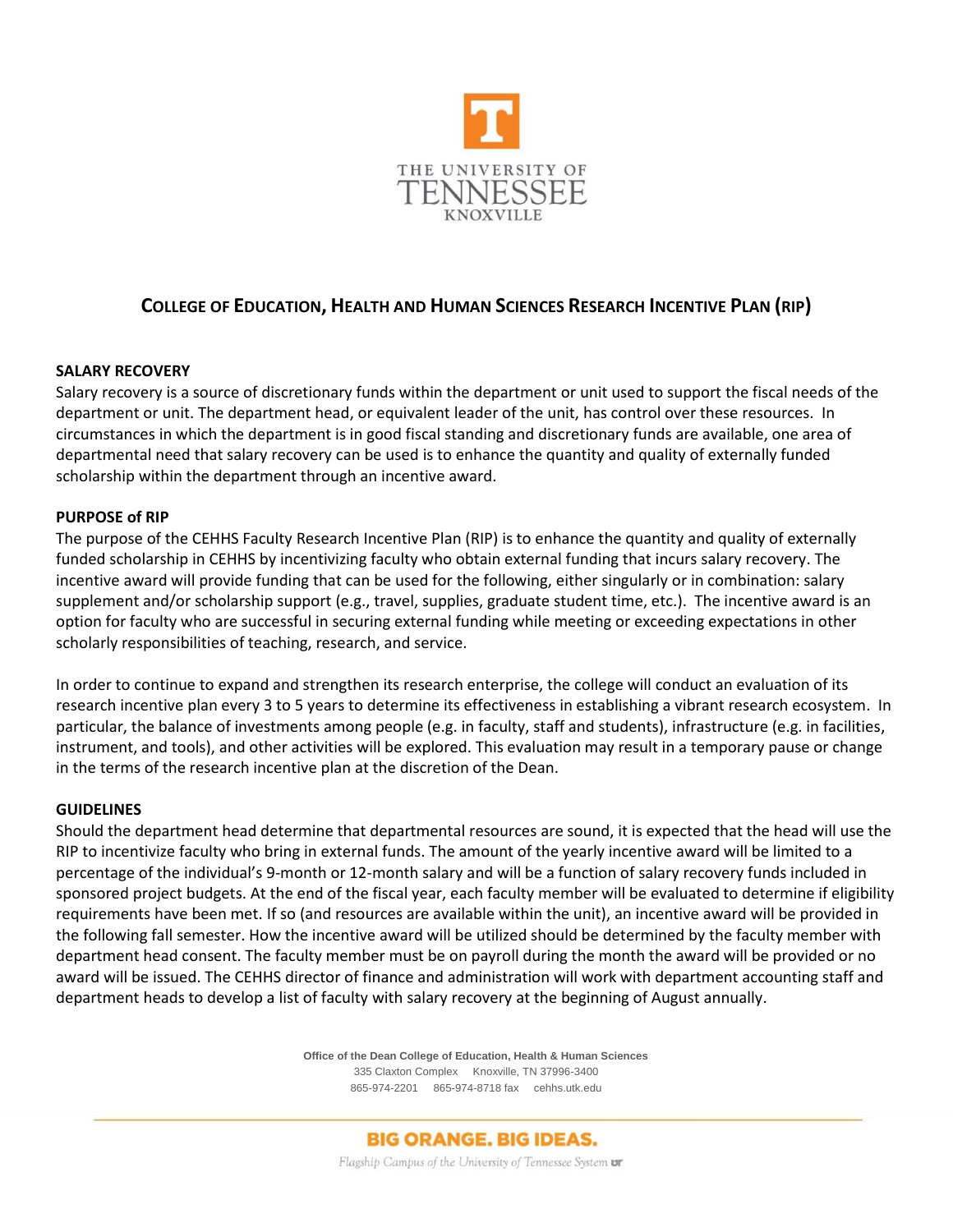# College of Education, Health and Human Sciences Research Incentive Plan (RIP)

## SALARY RECOVERY

Salary recovery is a source of discretionary funds within the department or unit used to support the fiscal needs of the department or unit. The department head, or equivalent leader of the unit, has control over these resources. In circumstances in which the department is in good fiscal standing and discretionary funds are available, one area of departmental need that salary recovery can be used is to enhance the quantity and quality of externally funded scholarship within the department through an incentive award.

## PURPOSE of RIP

The purpose of the CEHHS Faculty Research Incentive Plan (RIP) is to enhance the quantity and quality of externally funded scholarship in CEHHS by incentivizing faculty who obtain external funding that incurs salary recovery. The incentive award will provide funding that can be used for the following, either singularly or in combination: salary supplement and/or scholarship support (e.g., travel, supplies, graduate student time, etc.). The incentive award is an option for faculty who are successful in securing external funding while meeting or exceeding expectations in other scholarly responsibilities of teaching, research, and service.

In order to continue to expand and strengthen its research enterprise, the college will conduct an evaluation of its research incentive plan every 3 to 5 years to determine its effectiveness in establishing a vibrant research ecosystem. In particular, the balance of investments among people (e.g. in faculty, staff and students), infrastructure (e.g. in facilities, instrument, and tools), and other activities will be explored. This evaluation may result in a temporary pause or change in the terms of the research incentive plan at the discretion of the Dean.

## GUIDELINES

Should the department head determine that departmental resources are sound, it is expected that the head will use the RIP to incentivize faculty who bring in external funds. The amount of the yearly incentive award will be limited to a percentage of the individual's 9-month or 12-month salary and will be a function of salary recovery funds included in sponsored project budgets. At the end of the fiscal year, each faculty member will be evaluated to determine if eligibility requirements have been met. If so (and resources are available within the unit), an incentive award will be provided in the following fall semester. How the incentive award will be utilized should be determined by the faculty member with department head consent. The faculty member must be on payroll during the month the award will be provided or no award will be issued. The CEHHS director of finance and administration will work with department accounting staff and department heads to develop a list of faculty with salary recovery at the beginning of August annually.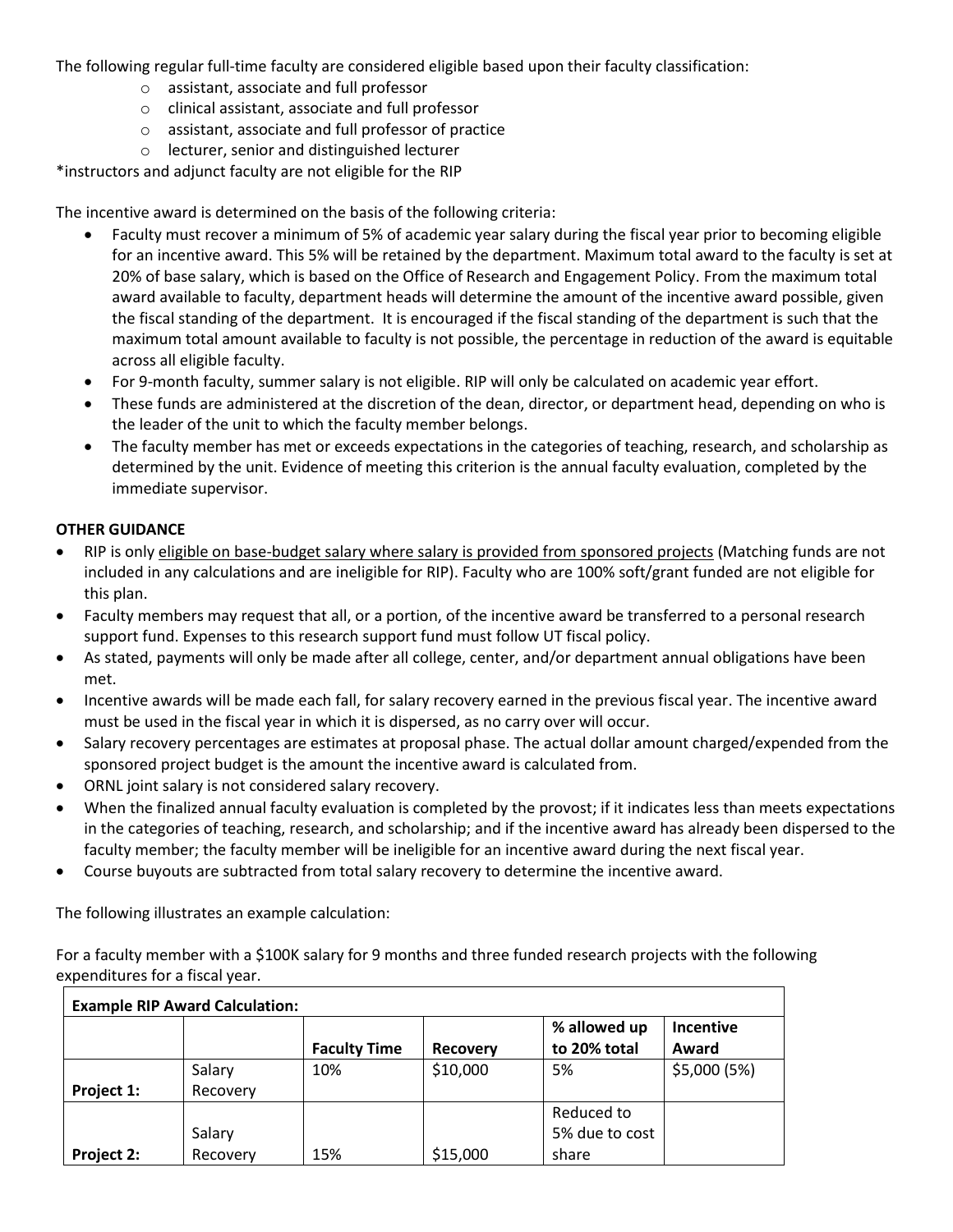The following regular full-time faculty are considered eligible based upon their faculty classification:

- assistant, associate and full professor
- clinical assistant, associate and full professor
- assistant, associate and full professor of practice
- lecturer, senior and distinguished lecturer

*instructors and adjunct faculty are not eligible for the RIP

The incentive award is determined on the basis of the following criteria:

- Faculty must recover a minimum of 5% of academic year salary during the fiscal year prior to becoming eligible for an incentive award. This 5% will be retained by the department. Maximum total award to the faculty is set at 20% of base salary, which is based on the Office of Research and Engagement Policy. From the maximum total award available to faculty, department heads will determine the amount of the incentive award possible, given the fiscal standing of the department. It is encouraged if the fiscal standing of the department is such that the maximum total amount available to faculty is not possible, the percentage in reduction of the award is equitable across all eligible faculty.
- For 9-month faculty, summer salary is not eligible. RIP will only be calculated on academic year effort.
- These funds are administered at the discretion of the dean, director, or department head, depending on who is the leader of the unit to which the faculty member belongs.
- The faculty member has met or exceeds expectations in the categories of teaching, research, and scholarship as determined by the unit. Evidence of meeting this criterion is the annual faculty evaluation, completed by the immediate supervisor.

**OTHER GUIDANCE**

- RIP is only eligible on base-budget salary where salary is provided from sponsored projects (Matching funds are not included in any calculations and are ineligible for RIP). Faculty who are 100% soft/grant funded are not eligible for this plan.
- Faculty members may request that all, or a portion, of the incentive award be transferred to a personal research support fund. Expenses to this research support fund must follow UT fiscal policy.
- As stated, payments will only be made after all college, center, and/or department annual obligations have been met.
- Incentive awards will be made each fall, for salary recovery earned in the previous fiscal year. The incentive award must be used in the fiscal year in which it is dispersed, as no carry over will occur.
- Salary recovery percentages are estimates at proposal phase. The actual dollar amount charged/expended from the sponsored project budget is the amount the incentive award is calculated from.
- ORNL joint salary is not considered salary recovery.
- When the finalized annual faculty evaluation is completed by the provost; if it indicates less than meets expectations in the categories of teaching, research, and scholarship; and if the incentive award has already been dispersed to the faculty member; the faculty member will be ineligible for an incentive award during the next fiscal year.
- Course buyouts are subtracted from total salary recovery to determine the incentive award.

The following illustrates an example calculation:

For a faculty member with a $100K salary for 9 months and three funded research projects with the following expenditures for a fiscal year.

| **Example RIP Award Calculation:** | | | | | |
|---|---|---|---|---|---|
| | | **Faculty Time** | **Recovery** | **% allowed up to 20% total** | **Incentive Award** |
| **Project 1:** | Salary Recovery | 10% | $10,000 | 5% | $5,000 (5%) |
| **Project 2:** | Salary Recovery | 15% | $15,000 | Reduced to 5% due to cost share | |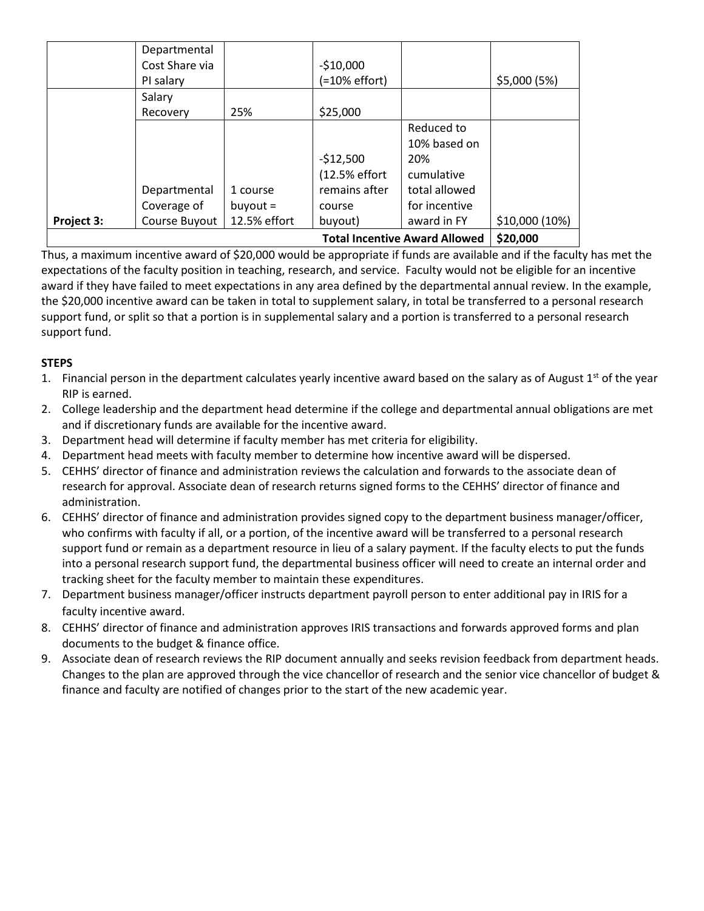| | | | | | |
|---|---|---|---|---|---|
| | Departmental Cost Share via PI salary | | -$10,000 (=10% effort) | | $5,000 (5%) |
| | Salary Recovery | 25% | $25,000 | | |
| **Project 3:** | Departmental Coverage of Course Buyout | 1 course buyout = 12.5% effort | -$12,500 (12.5% effort remains after course buyout) | Reduced to 10% based on 20% cumulative total allowed for incentive award in FY | $10,000 (10%) |
| | | | | **Total Incentive Award Allowed** | **$20,000** |

Thus, a maximum incentive award of $20,000 would be appropriate if funds are available and if the faculty has met the expectations of the faculty position in teaching, research, and service. Faculty would not be eligible for an incentive award if they have failed to meet expectations in any area defined by the departmental annual review. In the example, the $20,000 incentive award can be taken in total to supplement salary, in total be transferred to a personal research support fund, or split so that a portion is in supplemental salary and a portion is transferred to a personal research support fund.

**STEPS**

1. Financial person in the department calculates yearly incentive award based on the salary as of August 1st of the year RIP is earned.
2. College leadership and the department head determine if the college and departmental annual obligations are met and if discretionary funds are available for the incentive award.
3. Department head will determine if faculty member has met criteria for eligibility.
4. Department head meets with faculty member to determine how incentive award will be dispersed.
5. CEHHS' director of finance and administration reviews the calculation and forwards to the associate dean of research for approval. Associate dean of research returns signed forms to the CEHHS' director of finance and administration.
6. CEHHS' director of finance and administration provides signed copy to the department business manager/officer, who confirms with faculty if all, or a portion, of the incentive award will be transferred to a personal research support fund or remain as a department resource in lieu of a salary payment. If the faculty elects to put the funds into a personal research support fund, the departmental business officer will need to create an internal order and tracking sheet for the faculty member to maintain these expenditures.
7. Department business manager/officer instructs department payroll person to enter additional pay in IRIS for a faculty incentive award.
8. CEHHS' director of finance and administration approves IRIS transactions and forwards approved forms and plan documents to the budget & finance office.
9. Associate dean of research reviews the RIP document annually and seeks revision feedback from department heads. Changes to the plan are approved through the vice chancellor of research and the senior vice chancellor of budget & finance and faculty are notified of changes prior to the start of the new academic year.